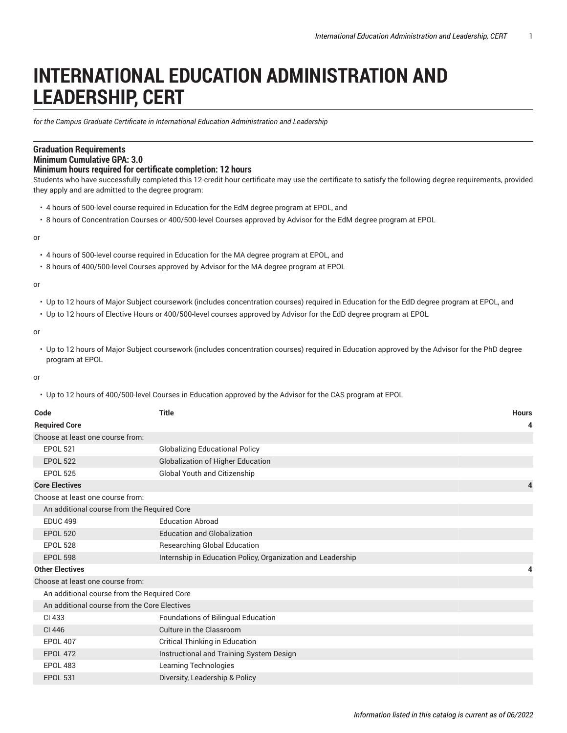# INTERNATIONAL EDUCATION ADMINISTRATION AND LEADERSHIP, CERT

*for the Campus Graduate Certificate in International Education Administration and Leadership*

**Graduation Requirements**
**Minimum Cumulative GPA: 3.0**
**Minimum hours required for certificate completion: 12 hours**

Students who have successfully completed this 12-credit hour certificate may use the certificate to satisfy the following degree requirements, provided they apply and are admitted to the degree program:

- 4 hours of 500-level course required in Education for the EdM degree program at EPOL, and
- 8 hours of Concentration Courses or 400/500-level Courses approved by Advisor for the EdM degree program at EPOL

or

- 4 hours of 500-level course required in Education for the MA degree program at EPOL, and
- 8 hours of 400/500-level Courses approved by Advisor for the MA degree program at EPOL

or

- Up to 12 hours of Major Subject coursework (includes concentration courses) required in Education for the EdD degree program at EPOL, and
- Up to 12 hours of Elective Hours or 400/500-level courses approved by Advisor for the EdD degree program at EPOL

or

- Up to 12 hours of Major Subject coursework (includes concentration courses) required in Education approved by the Advisor for the PhD degree program at EPOL

or

- Up to 12 hours of 400/500-level Courses in Education approved by the Advisor for the CAS program at EPOL

| Code | Title | Hours |
|---|---|---|
| **Required Core** | | **4** |
| Choose at least one course from: | | |
| EPOL 521 | Globalizing Educational Policy | |
| EPOL 522 | Globalization of Higher Education | |
| EPOL 525 | Global Youth and Citizenship | |
| **Core Electives** | | **4** |
| Choose at least one course from: | | |
| An additional course from the Required Core | | |
| EDUC 499 | Education Abroad | |
| EPOL 520 | Education and Globalization | |
| EPOL 528 | Researching Global Education | |
| EPOL 598 | Internship in Education Policy, Organization and Leadership | |
| **Other Electives** | | **4** |
| Choose at least one course from: | | |
| An additional course from the Required Core | | |
| An additional course from the Core Electives | | |
| CI 433 | Foundations of Bilingual Education | |
| CI 446 | Culture in the Classroom | |
| EPOL 407 | Critical Thinking in Education | |
| EPOL 472 | Instructional and Training System Design | |
| EPOL 483 | Learning Technologies | |
| EPOL 531 | Diversity, Leadership & Policy | |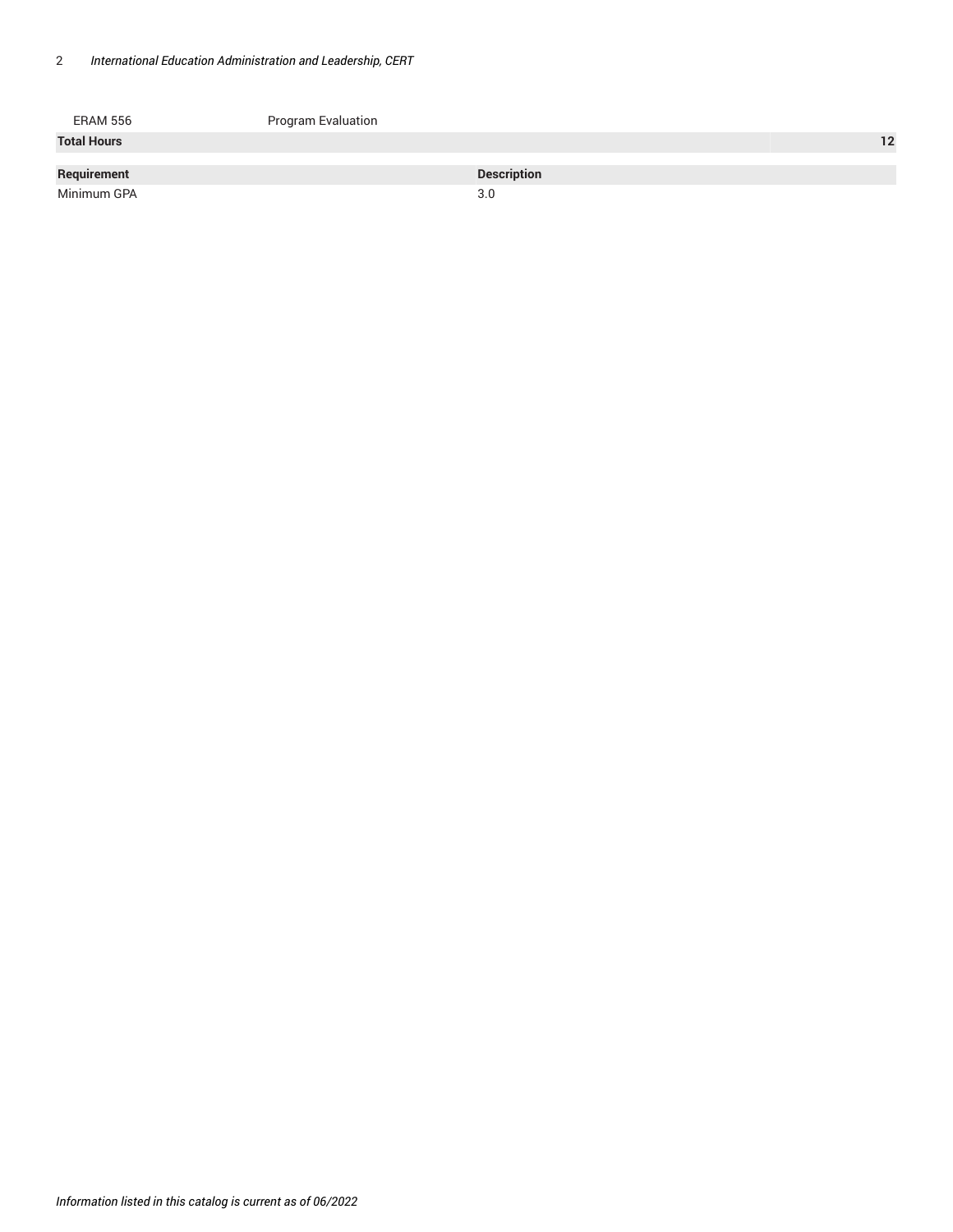| | | |
|---|---|---|
| ERAM 556 | Program Evaluation | |
| **Total Hours** | | **12** |

| Requirement | Description |
|---|---|
| Minimum GPA | 3.0 |

*Information listed in this catalog is current as of 06/2022*